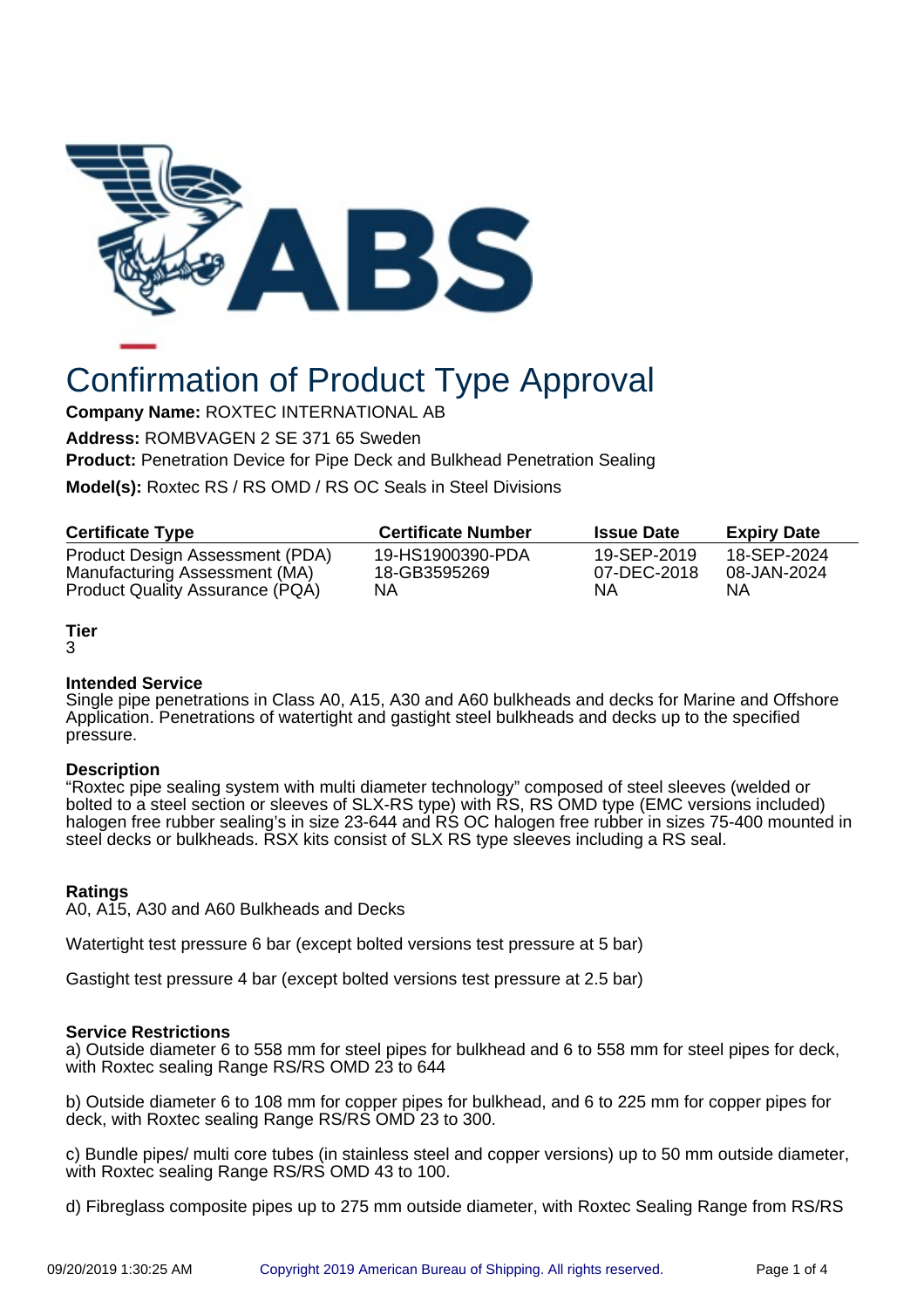# Confirmation of Product Type Approval

**Company Name:** ROXTEC INTERNATIONAL AB

**Address:** ROMBVAGEN 2 SE 371 65 Sweden

**Product:** Penetration Device for Pipe Deck and Bulkhead Penetration Sealing

**Model(s):** Roxtec RS / RS OMD / RS OC Seals in Steel Divisions

| Certificate Type | Certificate Number | Issue Date | Expiry Date |
|---|---|---|---|
| Product Design Assessment (PDA) | 19-HS1900390-PDA | 19-SEP-2019 | 18-SEP-2024 |
| Manufacturing Assessment (MA) | 18-GB3595269 | 07-DEC-2018 | 08-JAN-2024 |
| Product Quality Assurance (PQA) | NA | NA | NA |

**Tier**

3

**Intended Service**

Single pipe penetrations in Class A0, A15, A30 and A60 bulkheads and decks for Marine and Offshore Application. Penetrations of watertight and gastight steel bulkheads and decks up to the specified pressure.

**Description**

"Roxtec pipe sealing system with multi diameter technology" composed of steel sleeves (welded or bolted to a steel section or sleeves of SLX-RS type) with RS, RS OMD type (EMC versions included) halogen free rubber sealing's in size 23-644 and RS OC halogen free rubber in sizes 75-400 mounted in steel decks or bulkheads. RSX kits consist of SLX RS type sleeves including a RS seal.

**Ratings**

A0, A15, A30 and A60 Bulkheads and Decks

Watertight test pressure 6 bar (except bolted versions test pressure at 5 bar)

Gastight test pressure 4 bar (except bolted versions test pressure at 2.5 bar)

**Service Restrictions**

a) Outside diameter 6 to 558 mm for steel pipes for bulkhead and 6 to 558 mm for steel pipes for deck, with Roxtec sealing Range RS/RS OMD 23 to 644

b) Outside diameter 6 to 108 mm for copper pipes for bulkhead, and 6 to 225 mm for copper pipes for deck, with Roxtec sealing Range RS/RS OMD 23 to 300.

c) Bundle pipes/ multi core tubes (in stainless steel and copper versions) up to 50 mm outside diameter, with Roxtec sealing Range RS/RS OMD 43 to 100.

d) Fibreglass composite pipes up to 275 mm outside diameter, with Roxtec Sealing Range from RS/RS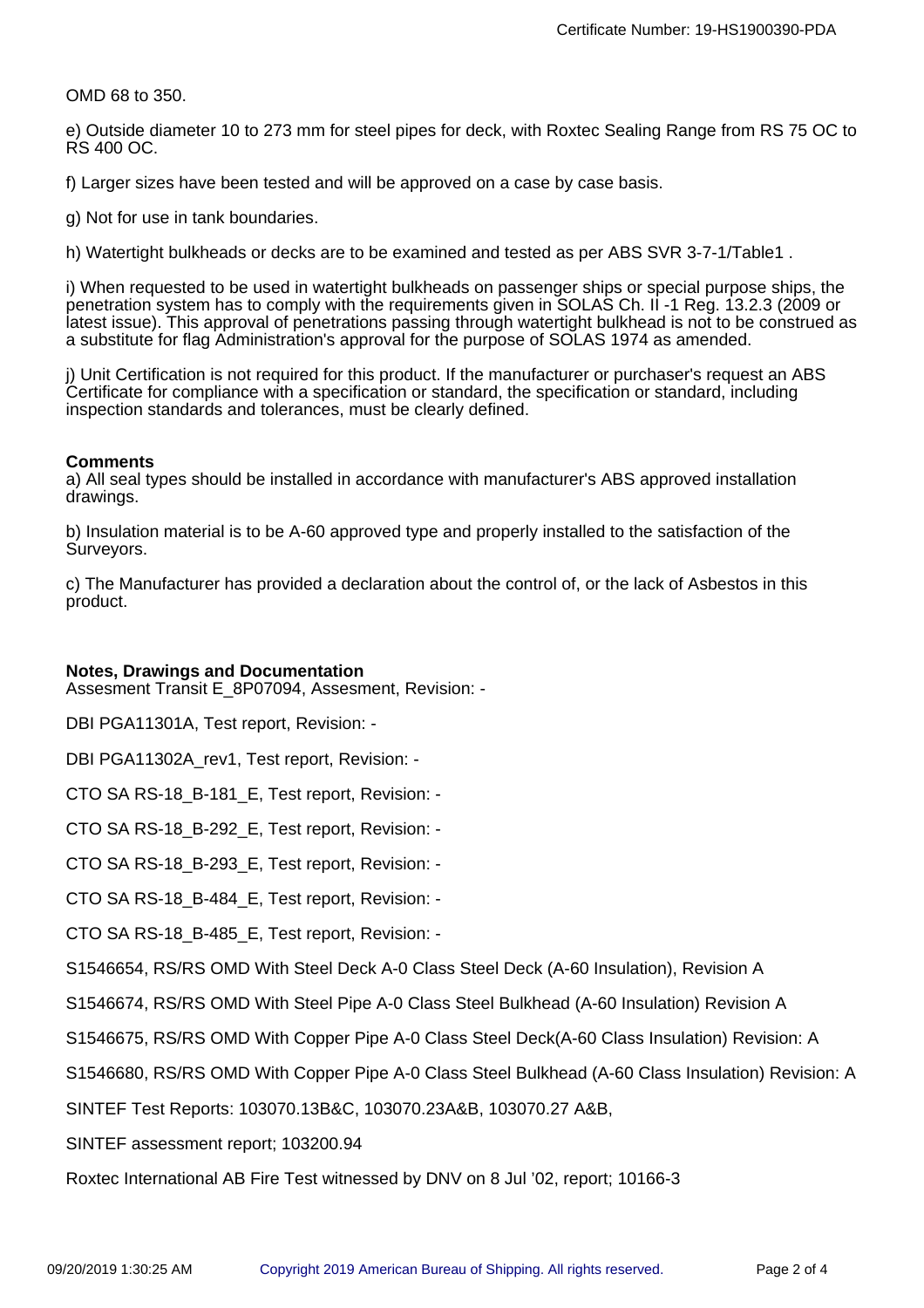OMD 68 to 350.

e) Outside diameter 10 to 273 mm for steel pipes for deck, with Roxtec Sealing Range from RS 75 OC to RS 400 OC.

f) Larger sizes have been tested and will be approved on a case by case basis.

g) Not for use in tank boundaries.

h) Watertight bulkheads or decks are to be examined and tested as per ABS SVR 3-7-1/Table1 .

i) When requested to be used in watertight bulkheads on passenger ships or special purpose ships, the penetration system has to comply with the requirements given in SOLAS Ch. II -1 Reg. 13.2.3 (2009 or latest issue). This approval of penetrations passing through watertight bulkhead is not to be construed as a substitute for flag Administration's approval for the purpose of SOLAS 1974 as amended.

j) Unit Certification is not required for this product. If the manufacturer or purchaser's request an ABS Certificate for compliance with a specification or standard, the specification or standard, including inspection standards and tolerances, must be clearly defined.

**Comments**

a) All seal types should be installed in accordance with manufacturer's ABS approved installation drawings.

b) Insulation material is to be A-60 approved type and properly installed to the satisfaction of the Surveyors.

c) The Manufacturer has provided a declaration about the control of, or the lack of Asbestos in this product.

**Notes, Drawings and Documentation**

Assesment Transit E_8P07094, Assesment, Revision: -

DBI PGA11301A, Test report, Revision: -

DBI PGA11302A_rev1, Test report, Revision: -

CTO SA RS-18_B-181_E, Test report, Revision: -

CTO SA RS-18_B-292_E, Test report, Revision: -

CTO SA RS-18_B-293_E, Test report, Revision: -

CTO SA RS-18_B-484_E, Test report, Revision: -

CTO SA RS-18_B-485_E, Test report, Revision: -

S1546654, RS/RS OMD With Steel Deck A-0 Class Steel Deck (A-60 Insulation), Revision A

S1546674, RS/RS OMD With Steel Pipe A-0 Class Steel Bulkhead (A-60 Insulation) Revision A

S1546675, RS/RS OMD With Copper Pipe A-0 Class Steel Deck(A-60 Class Insulation) Revision: A

S1546680, RS/RS OMD With Copper Pipe A-0 Class Steel Bulkhead (A-60 Class Insulation) Revision: A

SINTEF Test Reports: 103070.13B&C, 103070.23A&B, 103070.27 A&B,

SINTEF assessment report; 103200.94

Roxtec International AB Fire Test witnessed by DNV on 8 Jul '02, report; 10166-3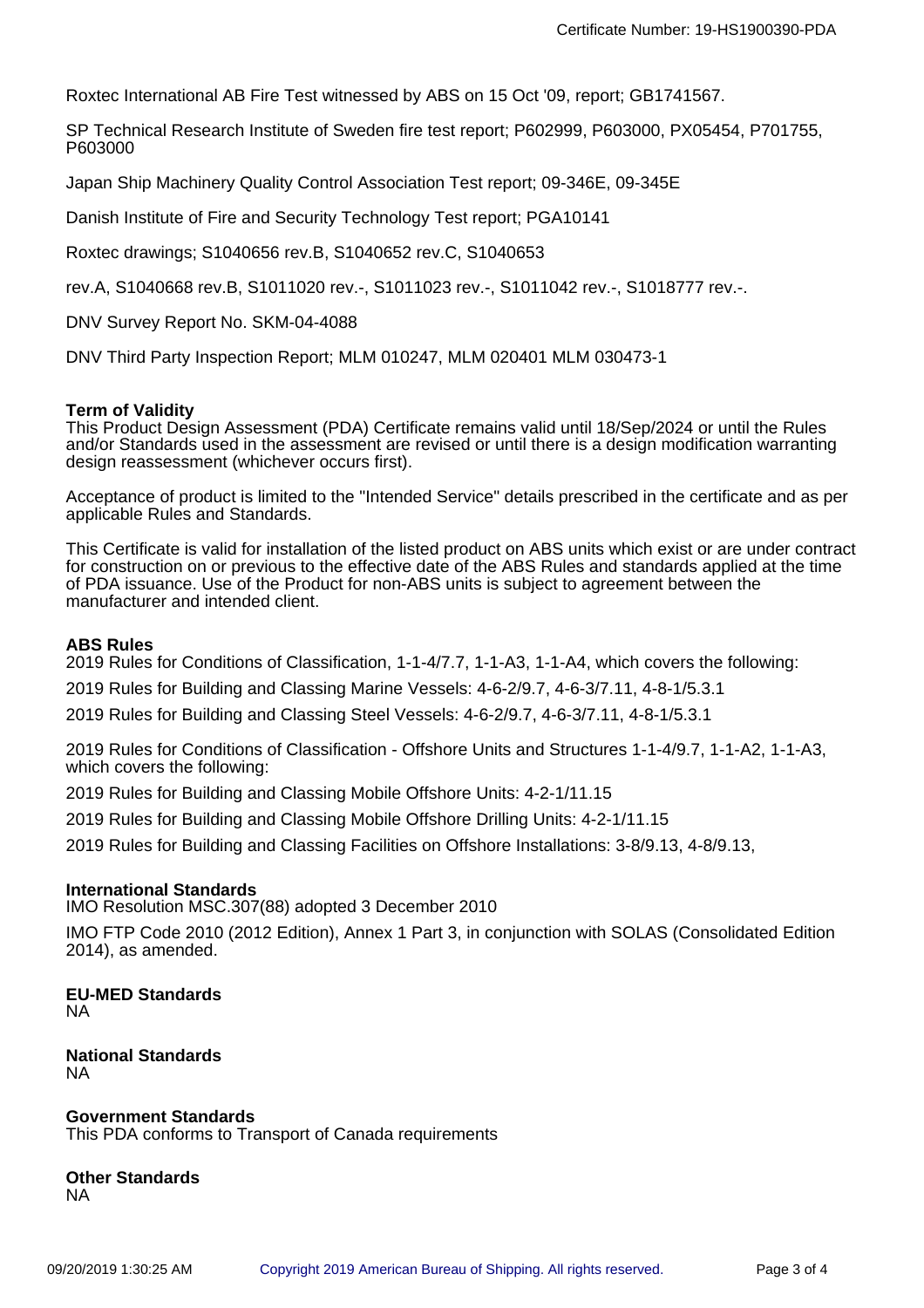Roxtec International AB Fire Test witnessed by ABS on 15 Oct '09, report; GB1741567.

SP Technical Research Institute of Sweden fire test report; P602999, P603000, PX05454, P701755, P603000

Japan Ship Machinery Quality Control Association Test report; 09-346E, 09-345E

Danish Institute of Fire and Security Technology Test report; PGA10141

Roxtec drawings; S1040656 rev.B, S1040652 rev.C, S1040653

rev.A, S1040668 rev.B, S1011020 rev.-, S1011023 rev.-, S1011042 rev.-, S1018777 rev.-.

DNV Survey Report No. SKM-04-4088

DNV Third Party Inspection Report; MLM 010247, MLM 020401 MLM 030473-1

**Term of Validity**
This Product Design Assessment (PDA) Certificate remains valid until 18/Sep/2024 or until the Rules and/or Standards used in the assessment are revised or until there is a design modification warranting design reassessment (whichever occurs first).

Acceptance of product is limited to the "Intended Service" details prescribed in the certificate and as per applicable Rules and Standards.

This Certificate is valid for installation of the listed product on ABS units which exist or are under contract for construction on or previous to the effective date of the ABS Rules and standards applied at the time of PDA issuance. Use of the Product for non-ABS units is subject to agreement between the manufacturer and intended client.

**ABS Rules**
2019 Rules for Conditions of Classification, 1-1-4/7.7, 1-1-A3, 1-1-A4, which covers the following:

2019 Rules for Building and Classing Marine Vessels: 4-6-2/9.7, 4-6-3/7.11, 4-8-1/5.3.1

2019 Rules for Building and Classing Steel Vessels: 4-6-2/9.7, 4-6-3/7.11, 4-8-1/5.3.1

2019 Rules for Conditions of Classification - Offshore Units and Structures 1-1-4/9.7, 1-1-A2, 1-1-A3, which covers the following:

2019 Rules for Building and Classing Mobile Offshore Units: 4-2-1/11.15

2019 Rules for Building and Classing Mobile Offshore Drilling Units: 4-2-1/11.15

2019 Rules for Building and Classing Facilities on Offshore Installations: 3-8/9.13, 4-8/9.13,

**International Standards**
IMO Resolution MSC.307(88) adopted 3 December 2010

IMO FTP Code 2010 (2012 Edition), Annex 1 Part 3, in conjunction with SOLAS (Consolidated Edition 2014), as amended.

**EU-MED Standards**
NA

**National Standards**
NA

**Government Standards**
This PDA conforms to Transport of Canada requirements

**Other Standards**
NA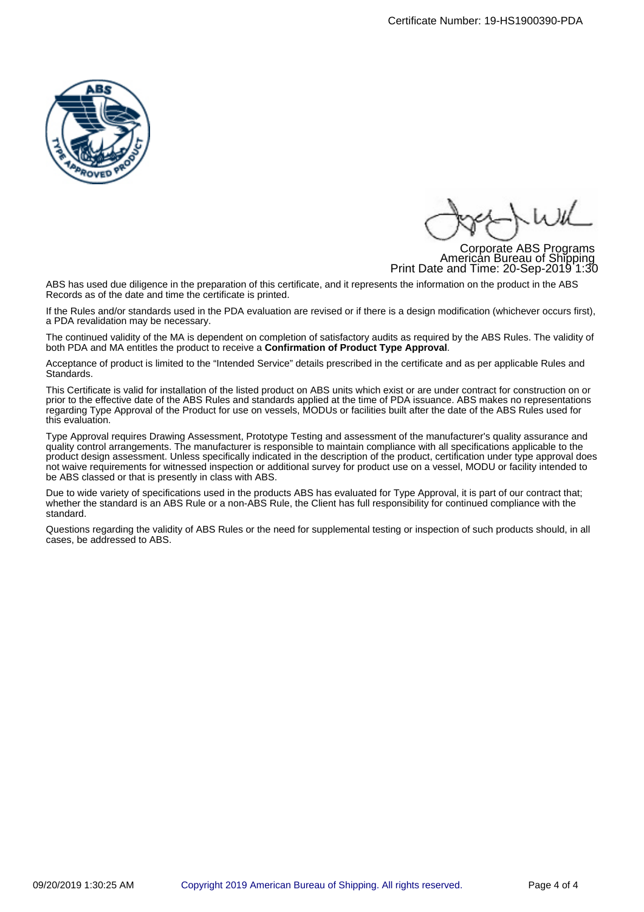Certificate Number: 19-HS1900390-PDA

Corporate ABS Programs
American Bureau of Shipping
Print Date and Time: 20-Sep-2019 1:30

ABS has used due diligence in the preparation of this certificate, and it represents the information on the product in the ABS Records as of the date and time the certificate is printed.

If the Rules and/or standards used in the PDA evaluation are revised or if there is a design modification (whichever occurs first), a PDA revalidation may be necessary.

The continued validity of the MA is dependent on completion of satisfactory audits as required by the ABS Rules. The validity of both PDA and MA entitles the product to receive a **Confirmation of Product Type Approval**.

Acceptance of product is limited to the "Intended Service" details prescribed in the certificate and as per applicable Rules and Standards.

This Certificate is valid for installation of the listed product on ABS units which exist or are under contract for construction on or prior to the effective date of the ABS Rules and standards applied at the time of PDA issuance. ABS makes no representations regarding Type Approval of the Product for use on vessels, MODUs or facilities built after the date of the ABS Rules used for this evaluation.

Type Approval requires Drawing Assessment, Prototype Testing and assessment of the manufacturer's quality assurance and quality control arrangements. The manufacturer is responsible to maintain compliance with all specifications applicable to the product design assessment. Unless specifically indicated in the description of the product, certification under type approval does not waive requirements for witnessed inspection or additional survey for product use on a vessel, MODU or facility intended to be ABS classed or that is presently in class with ABS.

Due to wide variety of specifications used in the products ABS has evaluated for Type Approval, it is part of our contract that; whether the standard is an ABS Rule or a non-ABS Rule, the Client has full responsibility for continued compliance with the standard.

Questions regarding the validity of ABS Rules or the need for supplemental testing or inspection of such products should, in all cases, be addressed to ABS.